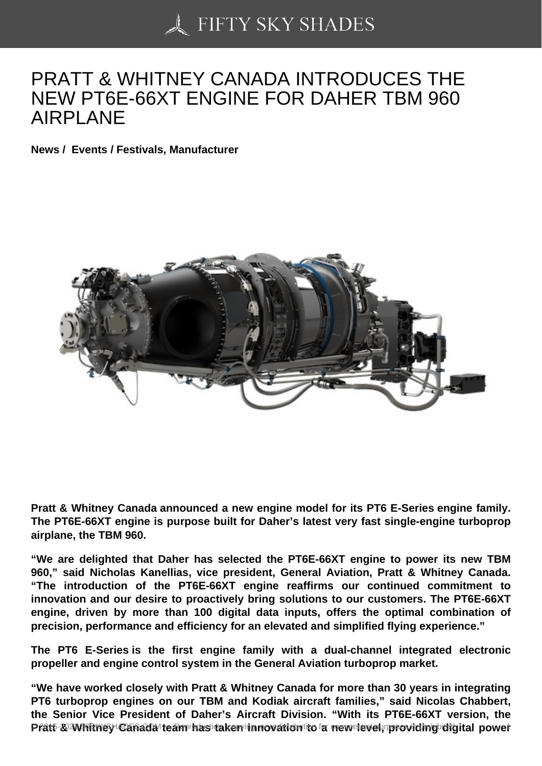# PRATT & WHITNEY CANADA INTRODUCES THE NEW PT6E-66XT ENGINE FOR DAHER TBM 960 AIRPLANE

**News / Events / Festivals, Manufacturer**

**Pratt & Whitney Canada announced a new engine model for its PT6 E-Series engine family. The PT6E-66XT engine is purpose built for Daher's latest very fast single-engine turboprop airplane, the TBM 960.**

**"We are delighted that Daher has selected the PT6E-66XT engine to power its new TBM 960," said Nicholas Kanellias, vice president, General Aviation, Pratt & Whitney Canada. "The introduction of the PT6E-66XT engine reaffirms our continued commitment to innovation and our desire to proactively bring solutions to our customers. The PT6E-66XT engine, driven by more than 100 digital data inputs, offers the optimal combination of precision, performance and efficiency for an elevated and simplified flying experience."**

**The PT6 E-Series is the first engine family with a dual-channel integrated electronic propeller and engine control system in the General Aviation turboprop market.**

**"We have worked closely with Pratt & Whitney Canada for more than 30 years in integrating PT6 turboprop engines on our TBM and Kodiak aircraft families," said Nicolas Chabbert, the Senior Vice President of Daher's Aircraft Division. "With its PT6E-66XT version, the Pratt & Whitney Canada team has taken innovation to a new level, providing digital power**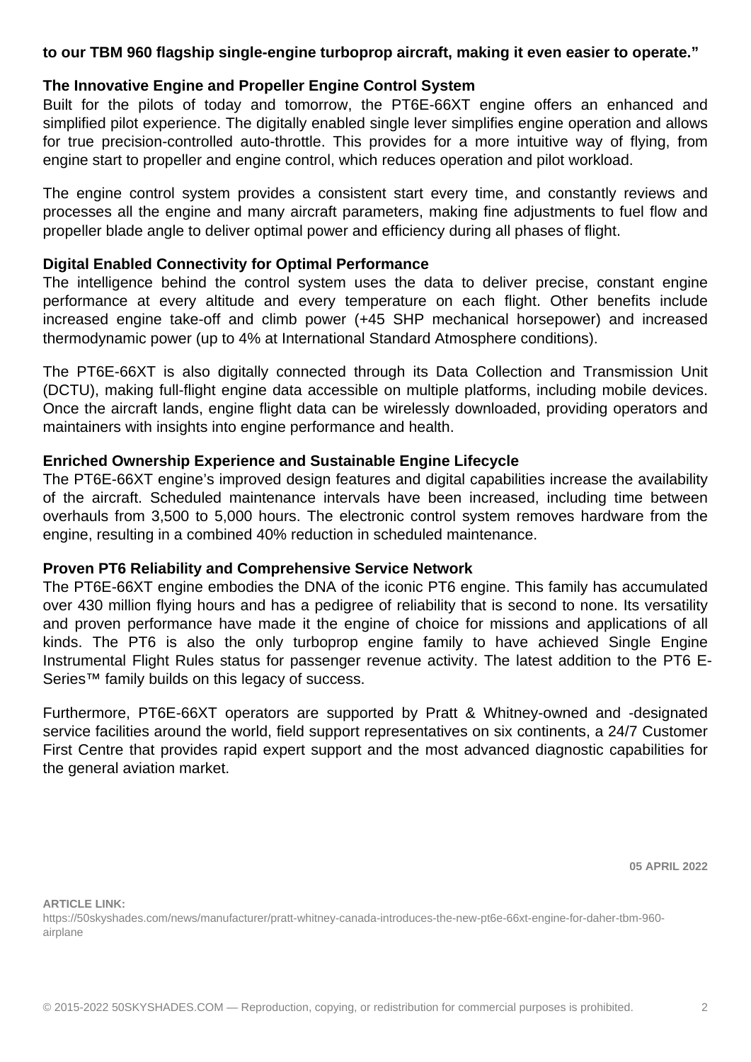**to our TBM 960 flagship single-engine turboprop aircraft, making it even easier to operate."**

### The Innovative Engine and Propeller Engine Control System

Built for the pilots of today and tomorrow, the PT6E-66XT engine offers an enhanced and simplified pilot experience. The digitally enabled single lever simplifies engine operation and allows for true precision-controlled auto-throttle. This provides for a more intuitive way of flying, from engine start to propeller and engine control, which reduces operation and pilot workload.

The engine control system provides a consistent start every time, and constantly reviews and processes all the engine and many aircraft parameters, making fine adjustments to fuel flow and propeller blade angle to deliver optimal power and efficiency during all phases of flight.

### Digital Enabled Connectivity for Optimal Performance

The intelligence behind the control system uses the data to deliver precise, constant engine performance at every altitude and every temperature on each flight. Other benefits include increased engine take-off and climb power (+45 SHP mechanical horsepower) and increased thermodynamic power (up to 4% at International Standard Atmosphere conditions).

The PT6E-66XT is also digitally connected through its Data Collection and Transmission Unit (DCTU), making full-flight engine data accessible on multiple platforms, including mobile devices. Once the aircraft lands, engine flight data can be wirelessly downloaded, providing operators and maintainers with insights into engine performance and health.

### Enriched Ownership Experience and Sustainable Engine Lifecycle

The PT6E-66XT engine's improved design features and digital capabilities increase the availability of the aircraft. Scheduled maintenance intervals have been increased, including time between overhauls from 3,500 to 5,000 hours. The electronic control system removes hardware from the engine, resulting in a combined 40% reduction in scheduled maintenance.

### Proven PT6 Reliability and Comprehensive Service Network

The PT6E-66XT engine embodies the DNA of the iconic PT6 engine. This family has accumulated over 430 million flying hours and has a pedigree of reliability that is second to none. Its versatility and proven performance have made it the engine of choice for missions and applications of all kinds. The PT6 is also the only turboprop engine family to have achieved Single Engine Instrumental Flight Rules status for passenger revenue activity. The latest addition to the PT6 E-Series™ family builds on this legacy of success.

Furthermore, PT6E-66XT operators are supported by Pratt & Whitney-owned and -designated service facilities around the world, field support representatives on six continents, a 24/7 Customer First Centre that provides rapid expert support and the most advanced diagnostic capabilities for the general aviation market.

**05 APRIL 2022**

**ARTICLE LINK:**
https://50skyshades.com/news/manufacturer/pratt-whitney-canada-introduces-the-new-pt6e-66xt-engine-for-daher-tbm-960-airplane